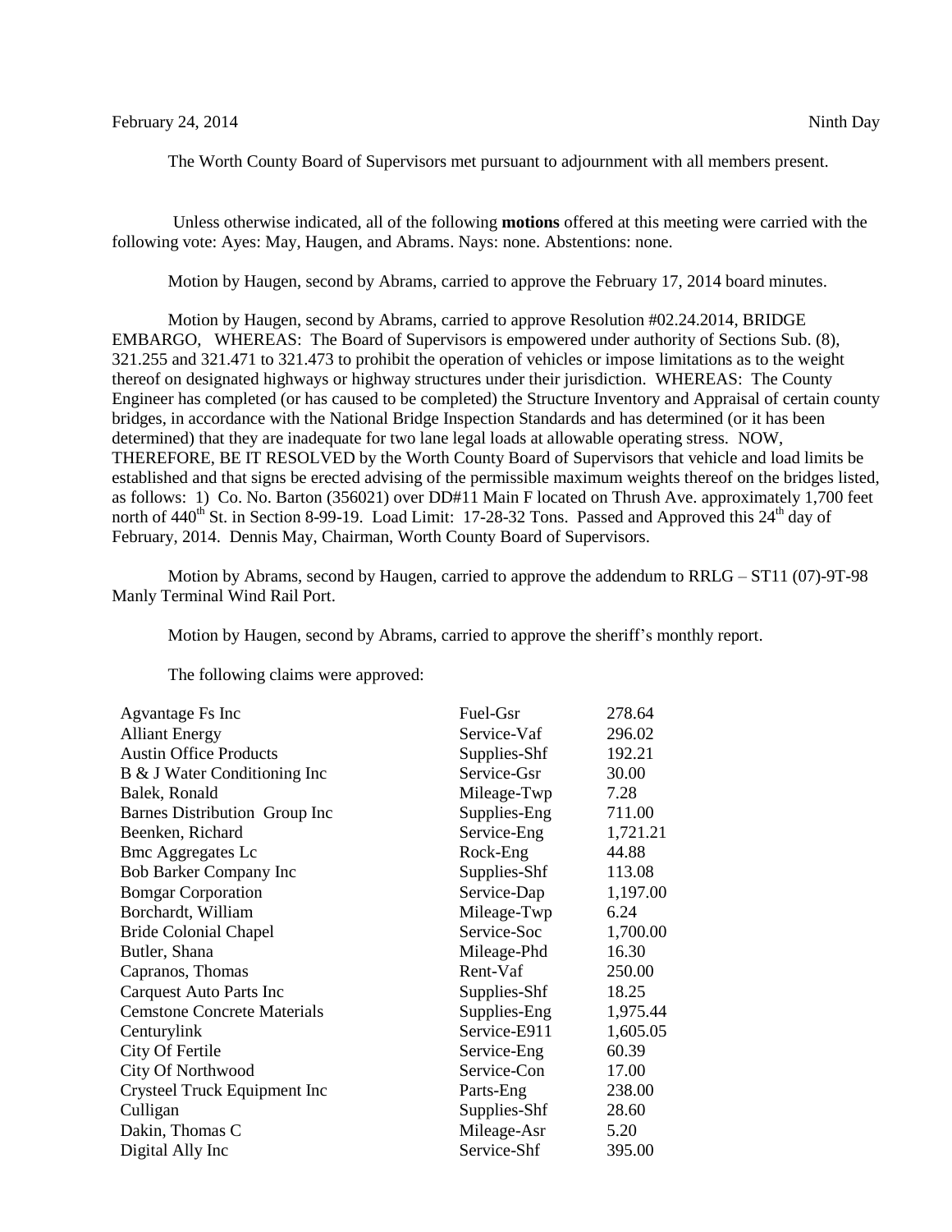February 24, 2014 Ninth Day

The Worth County Board of Supervisors met pursuant to adjournment with all members present.

Unless otherwise indicated, all of the following **motions** offered at this meeting were carried with the following vote: Ayes: May, Haugen, and Abrams. Nays: none. Abstentions: none.

Motion by Haugen, second by Abrams, carried to approve the February 17, 2014 board minutes.

Motion by Haugen, second by Abrams, carried to approve Resolution #02.24.2014, BRIDGE EMBARGO, WHEREAS: The Board of Supervisors is empowered under authority of Sections Sub. (8), 321.255 and 321.471 to 321.473 to prohibit the operation of vehicles or impose limitations as to the weight thereof on designated highways or highway structures under their jurisdiction. WHEREAS: The County Engineer has completed (or has caused to be completed) the Structure Inventory and Appraisal of certain county bridges, in accordance with the National Bridge Inspection Standards and has determined (or it has been determined) that they are inadequate for two lane legal loads at allowable operating stress. NOW, THEREFORE, BE IT RESOLVED by the Worth County Board of Supervisors that vehicle and load limits be established and that signs be erected advising of the permissible maximum weights thereof on the bridges listed, as follows: 1) Co. No. Barton (356021) over DD#11 Main F located on Thrush Ave. approximately 1,700 feet north of 440th St. in Section 8-99-19. Load Limit: 17-28-32 Tons. Passed and Approved this 24th day of February, 2014. Dennis May, Chairman, Worth County Board of Supervisors.

Motion by Abrams, second by Haugen, carried to approve the addendum to RRLG – ST11 (07)-9T-98 Manly Terminal Wind Rail Port.

Motion by Haugen, second by Abrams, carried to approve the sheriff's monthly report.

The following claims were approved:

| | | |
|---|---|---|
| Agvantage Fs Inc | Fuel-Gsr | 278.64 |
| Alliant Energy | Service-Vaf | 296.02 |
| Austin Office Products | Supplies-Shf | 192.21 |
| B & J Water Conditioning Inc | Service-Gsr | 30.00 |
| Balek, Ronald | Mileage-Twp | 7.28 |
| Barnes Distribution Group Inc | Supplies-Eng | 711.00 |
| Beenken, Richard | Service-Eng | 1,721.21 |
| Bmc Aggregates Lc | Rock-Eng | 44.88 |
| Bob Barker Company Inc | Supplies-Shf | 113.08 |
| Bomgar Corporation | Service-Dap | 1,197.00 |
| Borchardt, William | Mileage-Twp | 6.24 |
| Bride Colonial Chapel | Service-Soc | 1,700.00 |
| Butler, Shana | Mileage-Phd | 16.30 |
| Capranos, Thomas | Rent-Vaf | 250.00 |
| Carquest Auto Parts Inc | Supplies-Shf | 18.25 |
| Cemstone Concrete Materials | Supplies-Eng | 1,975.44 |
| Centurylink | Service-E911 | 1,605.05 |
| City Of Fertile | Service-Eng | 60.39 |
| City Of Northwood | Service-Con | 17.00 |
| Crysteel Truck Equipment Inc | Parts-Eng | 238.00 |
| Culligan | Supplies-Shf | 28.60 |
| Dakin, Thomas C | Mileage-Asr | 5.20 |
| Digital Ally Inc | Service-Shf | 395.00 |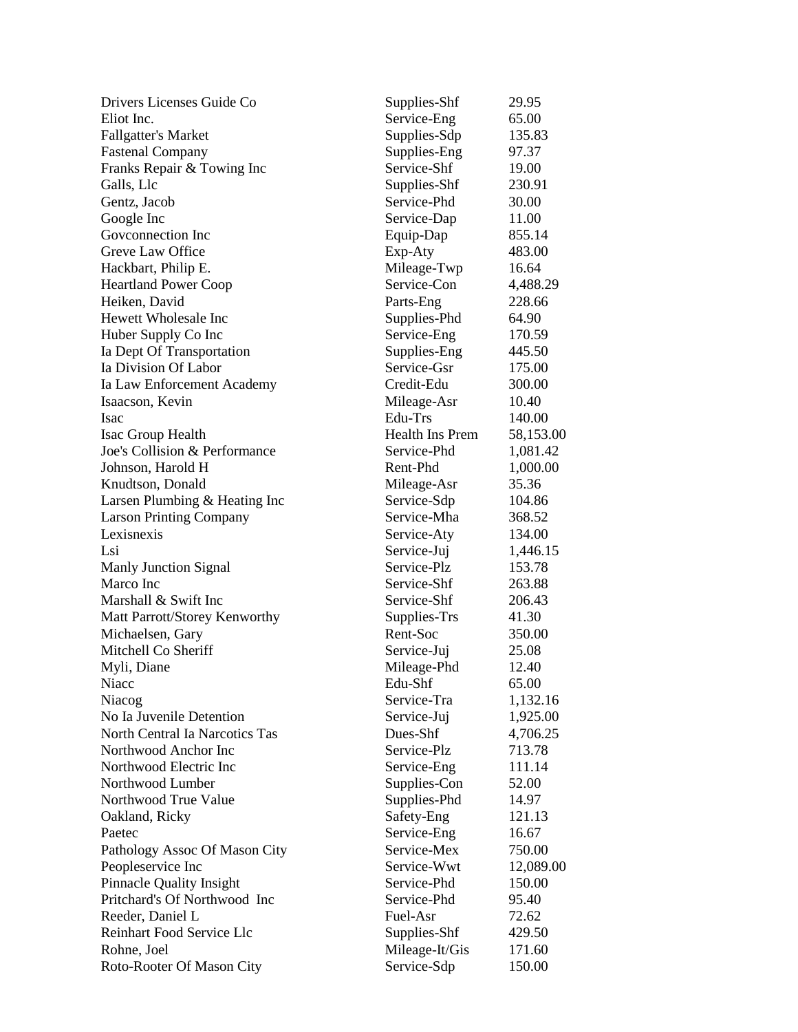| | | |
|---|---|---|
| Drivers Licenses Guide Co | Supplies-Shf | 29.95 |
| Eliot Inc. | Service-Eng | 65.00 |
| Fallgatter's Market | Supplies-Sdp | 135.83 |
| Fastenal Company | Supplies-Eng | 97.37 |
| Franks Repair & Towing Inc | Service-Shf | 19.00 |
| Galls, Llc | Supplies-Shf | 230.91 |
| Gentz, Jacob | Service-Phd | 30.00 |
| Google Inc | Service-Dap | 11.00 |
| Govconnection Inc | Equip-Dap | 855.14 |
| Greve Law Office | Exp-Aty | 483.00 |
| Hackbart, Philip E. | Mileage-Twp | 16.64 |
| Heartland Power Coop | Service-Con | 4,488.29 |
| Heiken, David | Parts-Eng | 228.66 |
| Hewett Wholesale Inc | Supplies-Phd | 64.90 |
| Huber Supply Co Inc | Service-Eng | 170.59 |
| Ia Dept Of Transportation | Supplies-Eng | 445.50 |
| Ia Division Of Labor | Service-Gsr | 175.00 |
| Ia Law Enforcement Academy | Credit-Edu | 300.00 |
| Isaacson, Kevin | Mileage-Asr | 10.40 |
| Isac | Edu-Trs | 140.00 |
| Isac Group Health | Health Ins Prem | 58,153.00 |
| Joe's Collision & Performance | Service-Phd | 1,081.42 |
| Johnson, Harold H | Rent-Phd | 1,000.00 |
| Knudtson, Donald | Mileage-Asr | 35.36 |
| Larsen Plumbing & Heating Inc | Service-Sdp | 104.86 |
| Larson Printing Company | Service-Mha | 368.52 |
| Lexisnexis | Service-Aty | 134.00 |
| Lsi | Service-Juj | 1,446.15 |
| Manly Junction Signal | Service-Plz | 153.78 |
| Marco Inc | Service-Shf | 263.88 |
| Marshall & Swift Inc | Service-Shf | 206.43 |
| Matt Parrott/Storey Kenworthy | Supplies-Trs | 41.30 |
| Michaelsen, Gary | Rent-Soc | 350.00 |
| Mitchell Co Sheriff | Service-Juj | 25.08 |
| Myli, Diane | Mileage-Phd | 12.40 |
| Niacc | Edu-Shf | 65.00 |
| Niacog | Service-Tra | 1,132.16 |
| No Ia Juvenile Detention | Service-Juj | 1,925.00 |
| North Central Ia Narcotics Tas | Dues-Shf | 4,706.25 |
| Northwood Anchor Inc | Service-Plz | 713.78 |
| Northwood Electric Inc | Service-Eng | 111.14 |
| Northwood Lumber | Supplies-Con | 52.00 |
| Northwood True Value | Supplies-Phd | 14.97 |
| Oakland, Ricky | Safety-Eng | 121.13 |
| Paetec | Service-Eng | 16.67 |
| Pathology Assoc Of Mason City | Service-Mex | 750.00 |
| Peopleservice Inc | Service-Wwt | 12,089.00 |
| Pinnacle Quality Insight | Service-Phd | 150.00 |
| Pritchard's Of Northwood Inc | Service-Phd | 95.40 |
| Reeder, Daniel L | Fuel-Asr | 72.62 |
| Reinhart Food Service Llc | Supplies-Shf | 429.50 |
| Rohne, Joel | Mileage-It/Gis | 171.60 |
| Roto-Rooter Of Mason City | Service-Sdp | 150.00 |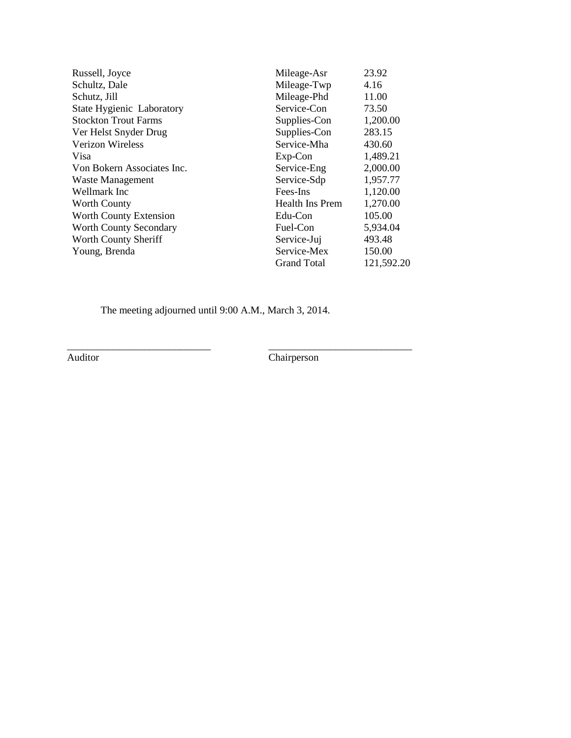| | | |
|---|---|---|
| Russell, Joyce | Mileage-Asr | 23.92 |
| Schultz, Dale | Mileage-Twp | 4.16 |
| Schutz, Jill | Mileage-Phd | 11.00 |
| State Hygienic Laboratory | Service-Con | 73.50 |
| Stockton Trout Farms | Supplies-Con | 1,200.00 |
| Ver Helst Snyder Drug | Supplies-Con | 283.15 |
| Verizon Wireless | Service-Mha | 430.60 |
| Visa | Exp-Con | 1,489.21 |
| Von Bokern Associates Inc. | Service-Eng | 2,000.00 |
| Waste Management | Service-Sdp | 1,957.77 |
| Wellmark Inc | Fees-Ins | 1,120.00 |
| Worth County | Health Ins Prem | 1,270.00 |
| Worth County Extension | Edu-Con | 105.00 |
| Worth County Secondary | Fuel-Con | 5,934.04 |
| Worth County Sheriff | Service-Juj | 493.48 |
| Young, Brenda | Service-Mex | 150.00 |
| | Grand Total | 121,592.20 |

The meeting adjourned until 9:00 A.M., March 3, 2014.

\_\_\_\_\_\_\_\_\_\_\_\_\_\_\_\_\_\_\_\_\_\_\_\_\_\_\_\_ \_\_\_\_\_\_\_\_\_\_\_\_\_\_\_\_\_\_\_\_\_\_\_\_\_\_\_\_

Auditor Chairperson